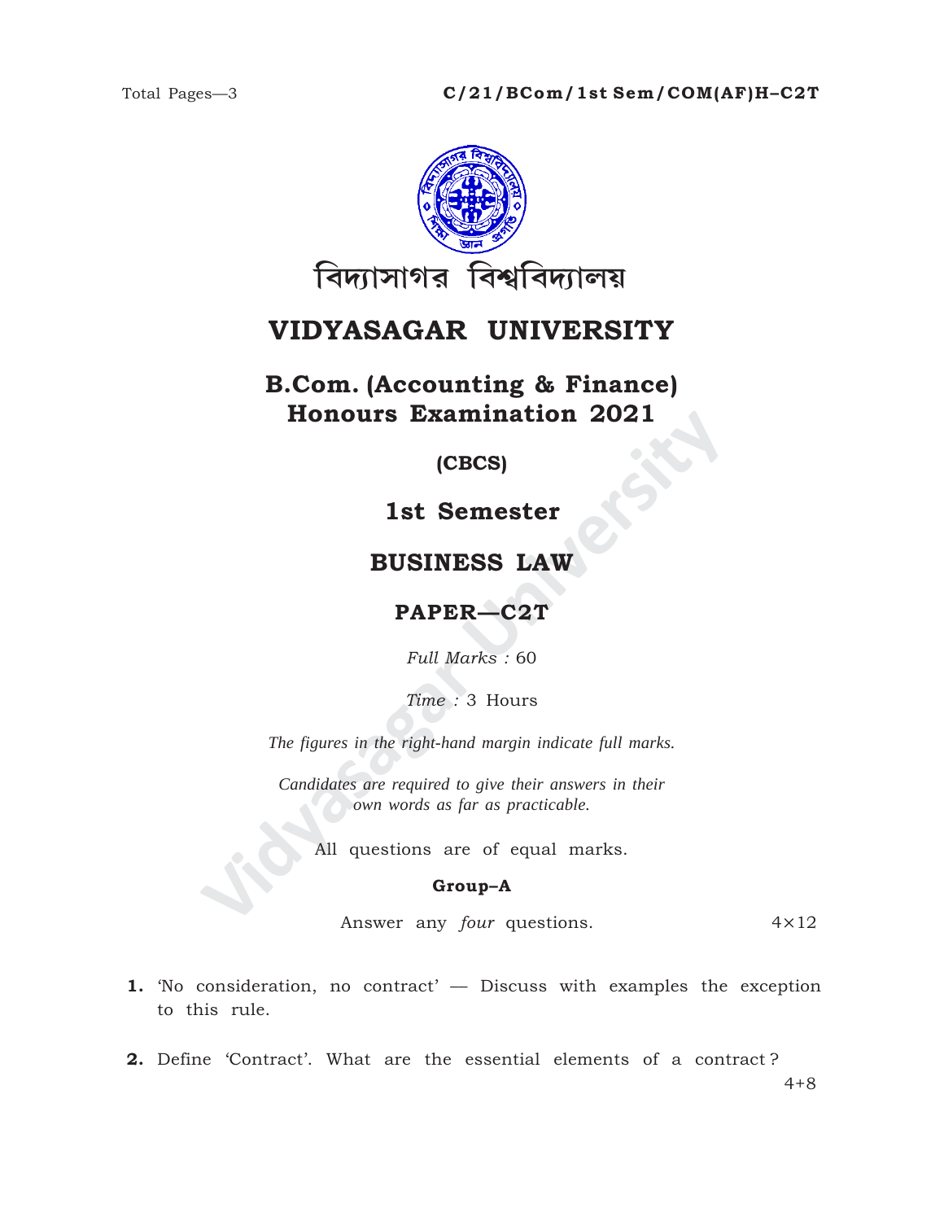Total Pages—3

**C/21/BCom/1st Sem/COM(AF)H–C2T**

বিদ্যাসাগর বিশ্ববিদ্যালয়

# VIDYASAGAR UNIVERSITY

## B.Com. (Accounting & Finance) Honours Examination 2021

**(CBCS)**

## 1st Semester

## BUSINESS LAW

## PAPER—C2T

*Full Marks :* 60

*Time :* 3 Hours

*The figures in the right-hand margin indicate full marks.*

*Candidates are required to give their answers in their own words as far as practicable.*

All questions are of equal marks.

### Group–A

Answer any *four* questions. 4×12

**1.** 'No consideration, no contract' — Discuss with examples the exception to this rule.

**2.** Define 'Contract'. What are the essential elements of a contract? 4+8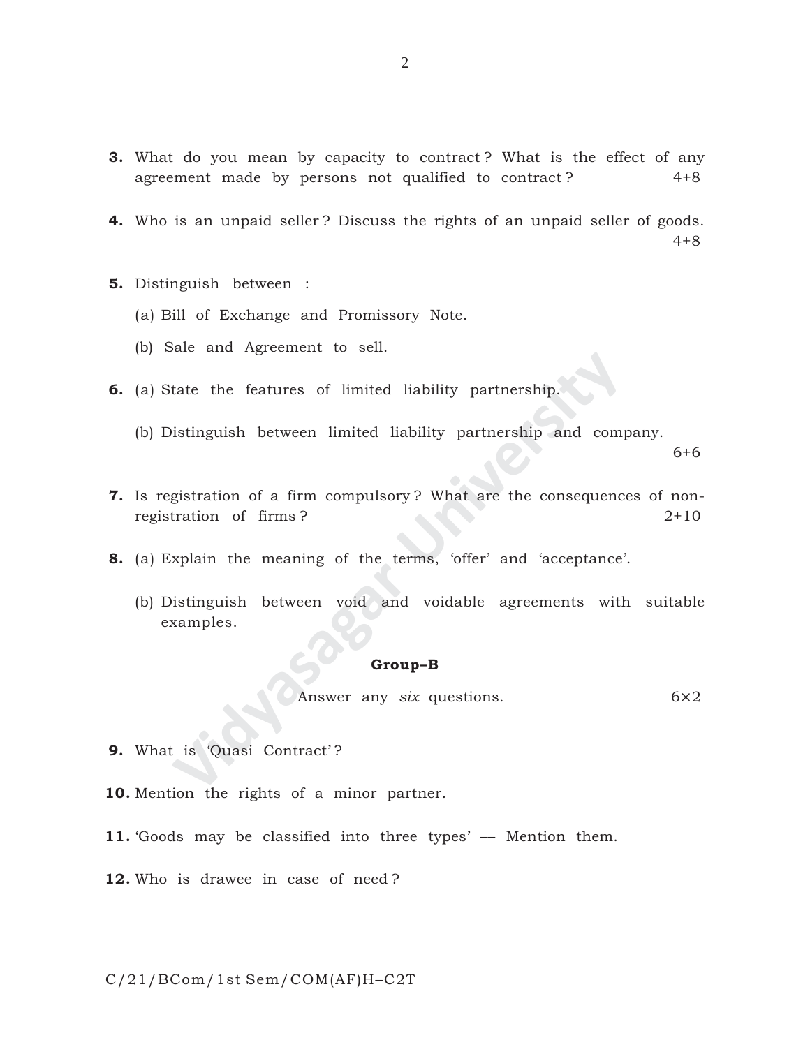**3.** What do you mean by capacity to contract ? What is the effect of any agreement made by persons not qualified to contract ? 4+8

**4.** Who is an unpaid seller ? Discuss the rights of an unpaid seller of goods. 4+8

**5.** Distinguish between :

(a) Bill of Exchange and Promissory Note.

(b) Sale and Agreement to sell.

**6.** (a) State the features of limited liability partnership.

(b) Distinguish between limited liability partnership and company. 6+6

**7.** Is registration of a firm compulsory ? What are the consequences of non-registration of firms ? 2+10

**8.** (a) Explain the meaning of the terms, 'offer' and 'acceptance'.

(b) Distinguish between void and voidable agreements with suitable examples.

## Group–B

Answer any *six* questions. 6×2

**9.** What is 'Quasi Contract' ?

**10.** Mention the rights of a minor partner.

**11.** 'Goods may be classified into three types' — Mention them.

**12.** Who is drawee in case of need ?

C/21/BCom/1st Sem/COM(AF)H–C2T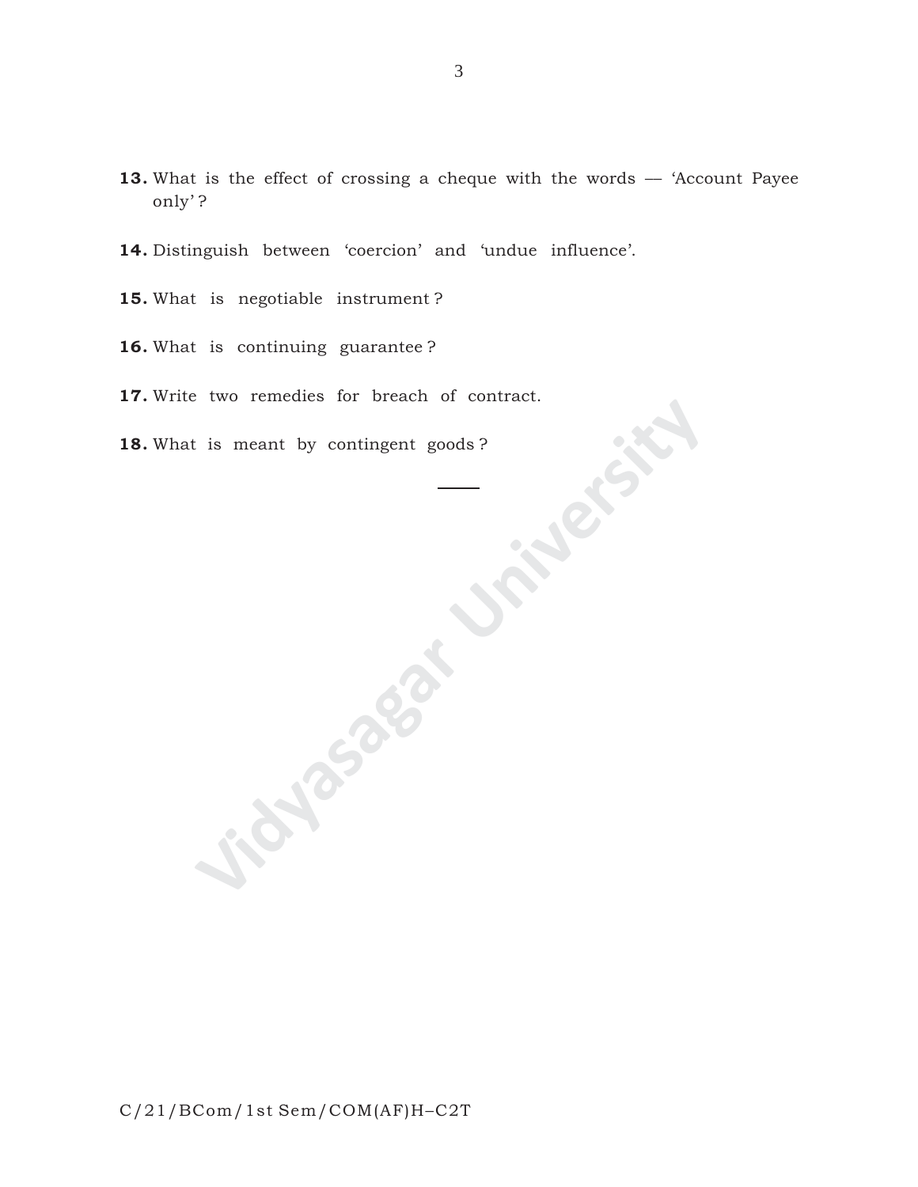**13.** What is the effect of crossing a cheque with the words — 'Account Payee only' ?

**14.** Distinguish between 'coercion' and 'undue influence'.

**15.** What is negotiable instrument ?

**16.** What is continuing guarantee ?

**17.** Write two remedies for breach of contract.

**18.** What is meant by contingent goods ?

———

C/21/BCom/1st Sem/COM(AF)H–C2T